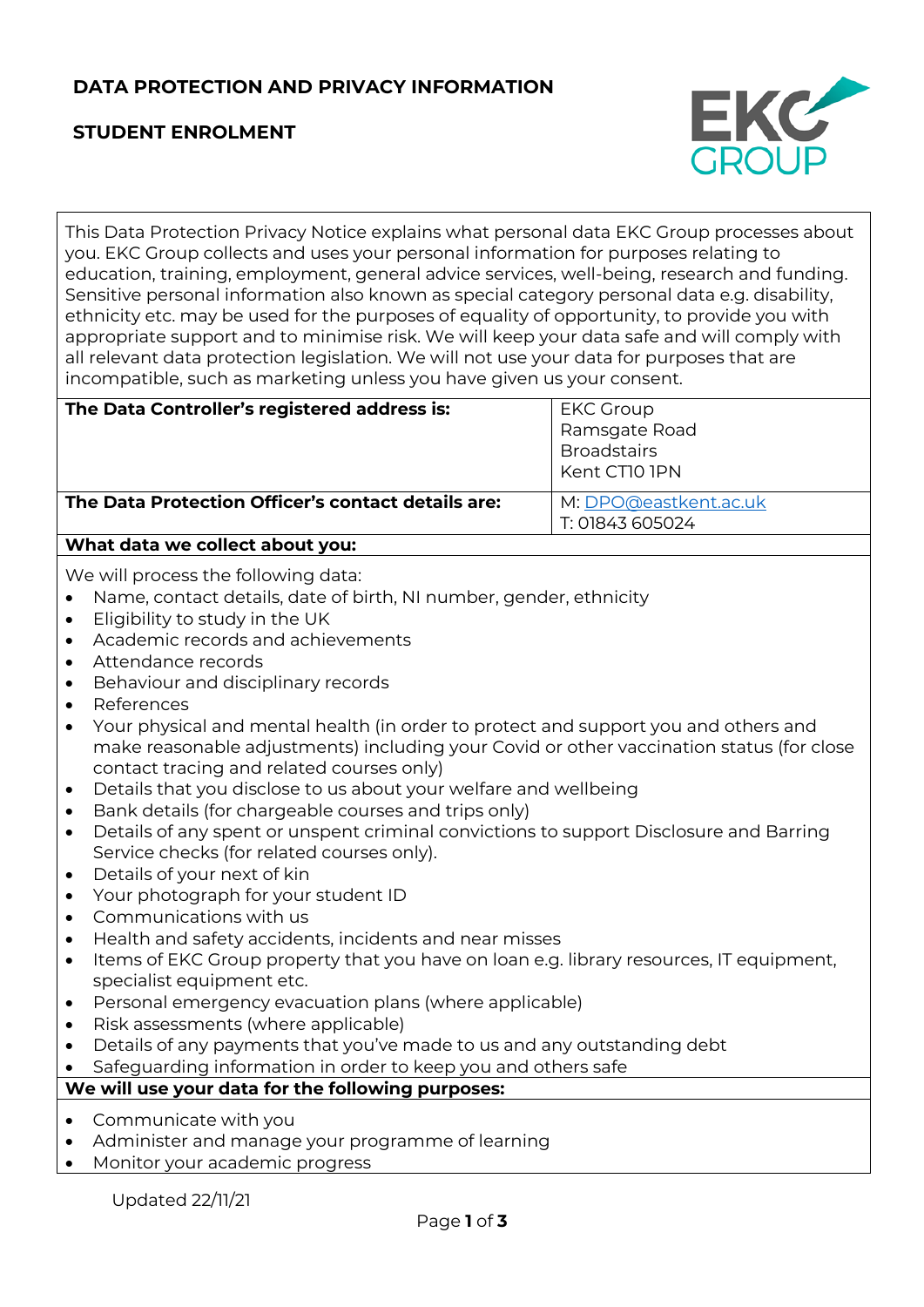# DATA PROTECTION AND PRIVACY INFORMATION

## STUDENT ENROLMENT

This Data Protection Privacy Notice explains what personal data EKC Group processes about you. EKC Group collects and uses your personal information for purposes relating to education, training, employment, general advice services, well-being, research and funding. Sensitive personal information also known as special category personal data e.g. disability, ethnicity etc. may be used for the purposes of equality of opportunity, to provide you with appropriate support and to minimise risk. We will keep your data safe and will comply with all relevant data protection legislation. We will not use your data for purposes that are incompatible, such as marketing unless you have given us your consent.

| | |
|---|---|
| **The Data Controller's registered address is:** | EKC Group<br>Ramsgate Road<br>Broadstairs<br>Kent CT10 1PN |
| **The Data Protection Officer's contact details are:** | M: DPO@eastkent.ac.uk<br>T: 01843 605024 |

**What data we collect about you:**

We will process the following data:

- Name, contact details, date of birth, NI number, gender, ethnicity
- Eligibility to study in the UK
- Academic records and achievements
- Attendance records
- Behaviour and disciplinary records
- References
- Your physical and mental health (in order to protect and support you and others and make reasonable adjustments) including your Covid or other vaccination status (for close contact tracing and related courses only)
- Details that you disclose to us about your welfare and wellbeing
- Bank details (for chargeable courses and trips only)
- Details of any spent or unspent criminal convictions to support Disclosure and Barring Service checks (for related courses only).
- Details of your next of kin
- Your photograph for your student ID
- Communications with us
- Health and safety accidents, incidents and near misses
- Items of EKC Group property that you have on loan e.g. library resources, IT equipment, specialist equipment etc.
- Personal emergency evacuation plans (where applicable)
- Risk assessments (where applicable)
- Details of any payments that you've made to us and any outstanding debt
- Safeguarding information in order to keep you and others safe

**We will use your data for the following purposes:**

- Communicate with you
- Administer and manage your programme of learning
- Monitor your academic progress

Updated 22/11/21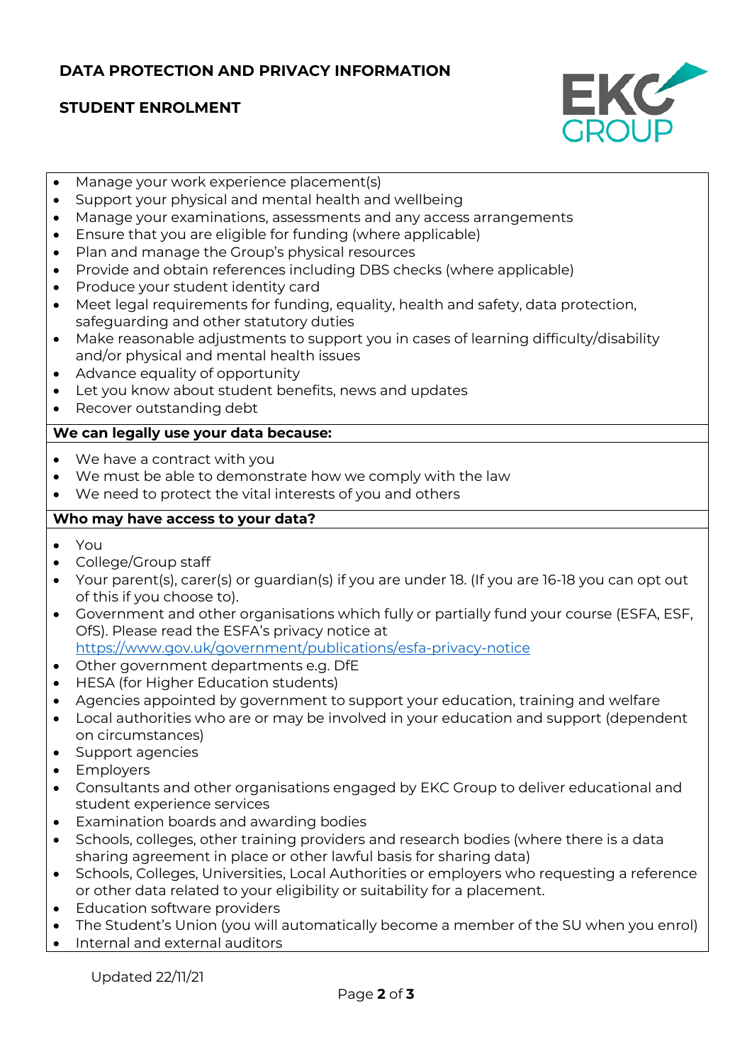# DATA PROTECTION AND PRIVACY INFORMATION

## STUDENT ENROLMENT

- Manage your work experience placement(s)
- Support your physical and mental health and wellbeing
- Manage your examinations, assessments and any access arrangements
- Ensure that you are eligible for funding (where applicable)
- Plan and manage the Group's physical resources
- Provide and obtain references including DBS checks (where applicable)
- Produce your student identity card
- Meet legal requirements for funding, equality, health and safety, data protection, safeguarding and other statutory duties
- Make reasonable adjustments to support you in cases of learning difficulty/disability and/or physical and mental health issues
- Advance equality of opportunity
- Let you know about student benefits, news and updates
- Recover outstanding debt

**We can legally use your data because:**

- We have a contract with you
- We must be able to demonstrate how we comply with the law
- We need to protect the vital interests of you and others

**Who may have access to your data?**

- You
- College/Group staff
- Your parent(s), carer(s) or guardian(s) if you are under 18. (If you are 16-18 you can opt out of this if you choose to).
- Government and other organisations which fully or partially fund your course (ESFA, ESF, OfS). Please read the ESFA's privacy notice at https://www.gov.uk/government/publications/esfa-privacy-notice
- Other government departments e.g. DfE
- HESA (for Higher Education students)
- Agencies appointed by government to support your education, training and welfare
- Local authorities who are or may be involved in your education and support (dependent on circumstances)
- Support agencies
- Employers
- Consultants and other organisations engaged by EKC Group to deliver educational and student experience services
- Examination boards and awarding bodies
- Schools, colleges, other training providers and research bodies (where there is a data sharing agreement in place or other lawful basis for sharing data)
- Schools, Colleges, Universities, Local Authorities or employers who requesting a reference or other data related to your eligibility or suitability for a placement.
- Education software providers
- The Student's Union (you will automatically become a member of the SU when you enrol)
- Internal and external auditors

Updated 22/11/21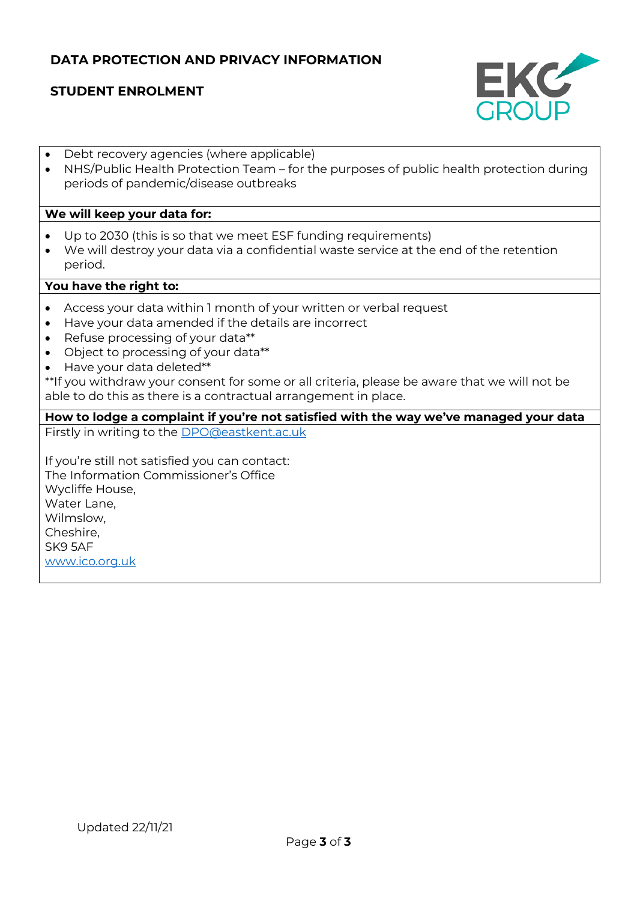- Debt recovery agencies (where applicable)
- NHS/Public Health Protection Team – for the purposes of public health protection during periods of pandemic/disease outbreaks

**We will keep your data for:**

- Up to 2030 (this is so that we meet ESF funding requirements)
- We will destroy your data via a confidential waste service at the end of the retention period.

**You have the right to:**

- Access your data within 1 month of your written or verbal request
- Have your data amended if the details are incorrect
- Refuse processing of your data**
- Object to processing of your data**
- Have your data deleted**

**If you withdraw your consent for some or all criteria, please be aware that we will not be able to do this as there is a contractual arrangement in place.

**How to lodge a complaint if you're not satisfied with the way we've managed your data**

Firstly in writing to the DPO@eastkent.ac.uk

If you're still not satisfied you can contact:
The Information Commissioner's Office
Wycliffe House,
Water Lane,
Wilmslow,
Cheshire,
SK9 5AF
www.ico.org.uk

Updated 22/11/21